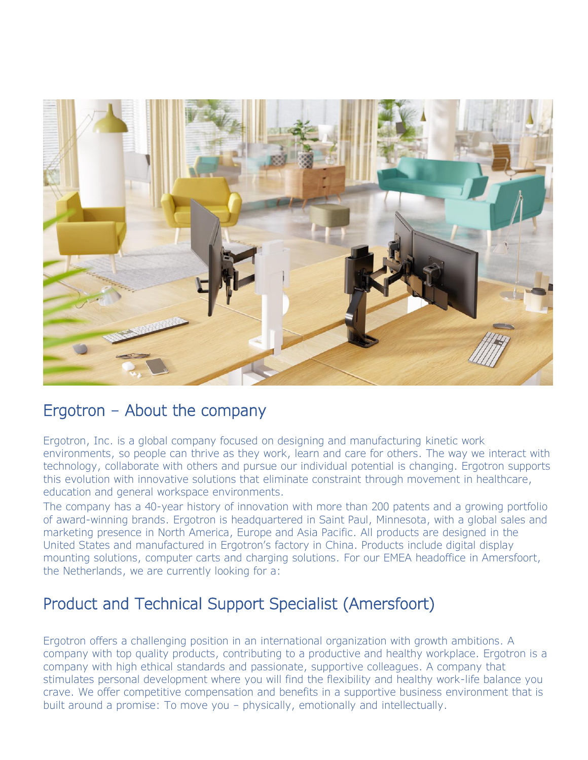## Ergotron – About the company

Ergotron, Inc. is a global company focused on designing and manufacturing kinetic work environments, so people can thrive as they work, learn and care for others. The way we interact with technology, collaborate with others and pursue our individual potential is changing. Ergotron supports this evolution with innovative solutions that eliminate constraint through movement in healthcare, education and general workspace environments.

The company has a 40-year history of innovation with more than 200 patents and a growing portfolio of award-winning brands. Ergotron is headquartered in Saint Paul, Minnesota, with a global sales and marketing presence in North America, Europe and Asia Pacific. All products are designed in the United States and manufactured in Ergotron's factory in China. Products include digital display mounting solutions, computer carts and charging solutions. For our EMEA headoffice in Amersfoort, the Netherlands, we are currently looking for a:

## Product and Technical Support Specialist (Amersfoort)

Ergotron offers a challenging position in an international organization with growth ambitions. A company with top quality products, contributing to a productive and healthy workplace. Ergotron is a company with high ethical standards and passionate, supportive colleagues. A company that stimulates personal development where you will find the flexibility and healthy work-life balance you crave. We offer competitive compensation and benefits in a supportive business environment that is built around a promise: To move you – physically, emotionally and intellectually.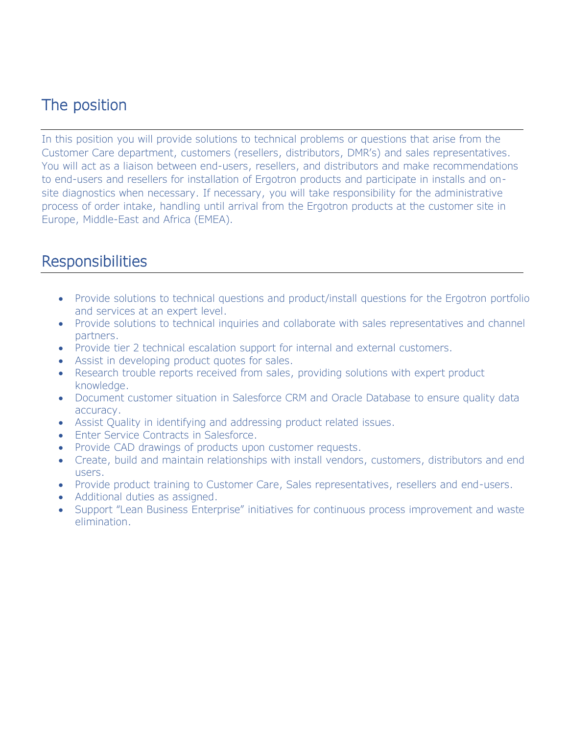## The position

In this position you will provide solutions to technical problems or questions that arise from the Customer Care department, customers (resellers, distributors, DMR's) and sales representatives. You will act as a liaison between end-users, resellers, and distributors and make recommendations to end-users and resellers for installation of Ergotron products and participate in installs and on-site diagnostics when necessary. If necessary, you will take responsibility for the administrative process of order intake, handling until arrival from the Ergotron products at the customer site in Europe, Middle-East and Africa (EMEA).

## Responsibilities

- Provide solutions to technical questions and product/install questions for the Ergotron portfolio and services at an expert level.
- Provide solutions to technical inquiries and collaborate with sales representatives and channel partners.
- Provide tier 2 technical escalation support for internal and external customers.
- Assist in developing product quotes for sales.
- Research trouble reports received from sales, providing solutions with expert product knowledge.
- Document customer situation in Salesforce CRM and Oracle Database to ensure quality data accuracy.
- Assist Quality in identifying and addressing product related issues.
- Enter Service Contracts in Salesforce.
- Provide CAD drawings of products upon customer requests.
- Create, build and maintain relationships with install vendors, customers, distributors and end users.
- Provide product training to Customer Care, Sales representatives, resellers and end-users.
- Additional duties as assigned.
- Support "Lean Business Enterprise" initiatives for continuous process improvement and waste elimination.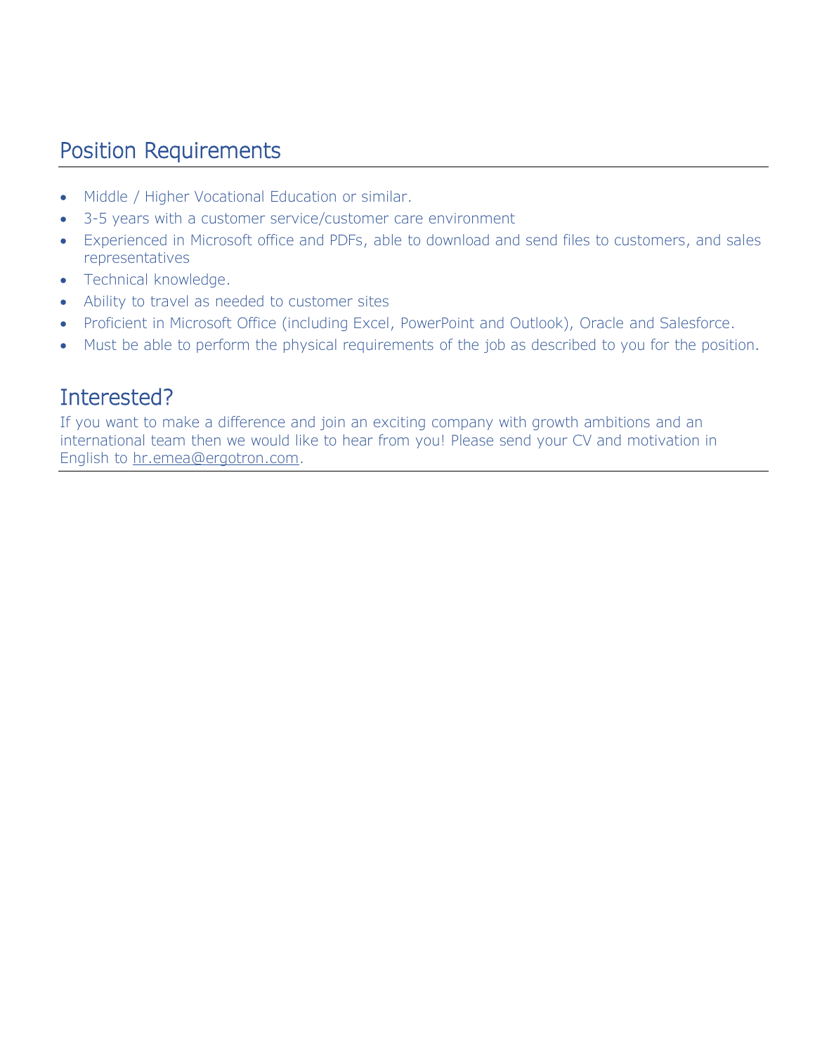## Position Requirements

- Middle / Higher Vocational Education or similar.
- 3-5 years with a customer service/customer care environment
- Experienced in Microsoft office and PDFs, able to download and send files to customers, and sales representatives
- Technical knowledge.
- Ability to travel as needed to customer sites
- Proficient in Microsoft Office (including Excel, PowerPoint and Outlook), Oracle and Salesforce.
- Must be able to perform the physical requirements of the job as described to you for the position.

## Interested?

If you want to make a difference and join an exciting company with growth ambitions and an international team then we would like to hear from you! Please send your CV and motivation in English to hr.emea@ergotron.com.